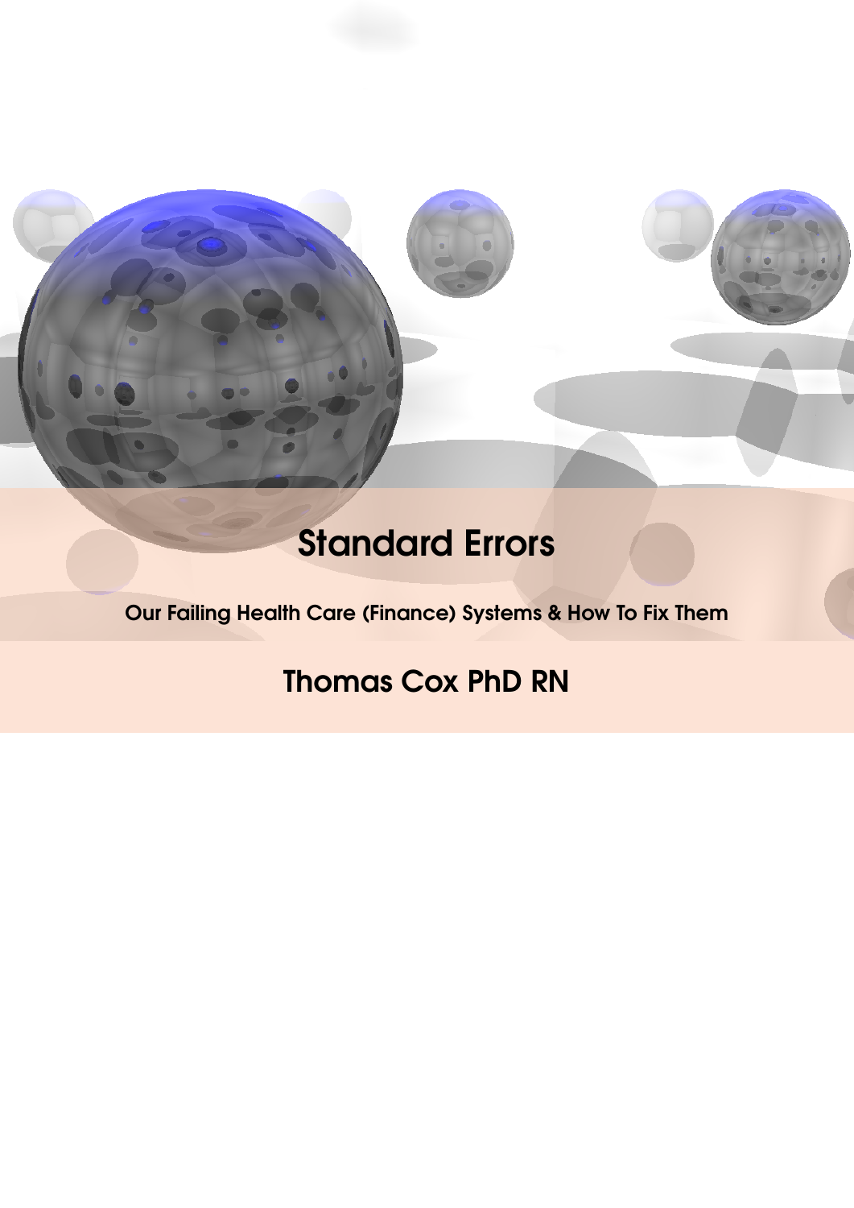# Standard Errors

**Our Failing Health Care (Finance) Systems & How To Fix Them**

## Thomas Cox PhD RN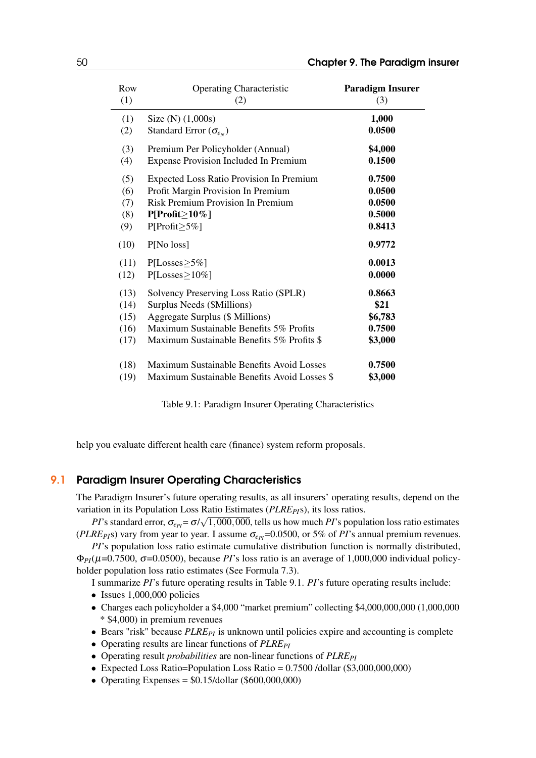| Row (1) | Operating Characteristic (2) | **Paradigm Insurer** (3) |
|---|---|---|
| (1) | Size (N) (1,000s) | **1,000** |
| (2) | Standard Error ($\sigma_{e_N}$) | **0.0500** |
| (3) | Premium Per Policyholder (Annual) | **$4,000** |
| (4) | Expense Provision Included In Premium | **0.1500** |
| (5) | Expected Loss Ratio Provision In Premium | **0.7500** |
| (6) | Profit Margin Provision In Premium | **0.0500** |
| (7) | Risk Premium Provision In Premium | **0.0500** |
| (8) | **P[Profit≥10%]** | **0.5000** |
| (9) | P[Profit≥5%] | **0.8413** |
| (10) | P[No loss] | **0.9772** |
| (11) | P[Losses≥5%] | **0.0013** |
| (12) | P[Losses≥10%] | **0.0000** |
| (13) | Solvency Preserving Loss Ratio (SPLR) | **0.8663** |
| (14) | Surplus Needs ($Millions) | **$21** |
| (15) | Aggregate Surplus ($ Millions) | **$6,783** |
| (16) | Maximum Sustainable Benefits 5% Profits | **0.7500** |
| (17) | Maximum Sustainable Benefits 5% Profits $ | **$3,000** |
| (18) | Maximum Sustainable Benefits Avoid Losses | **0.7500** |
| (19) | Maximum Sustainable Benefits Avoid Losses $ | **$3,000** |

Table 9.1: Paradigm Insurer Operating Characteristics

help you evaluate different health care (finance) system reform proposals.

## 9.1 Paradigm Insurer Operating Characteristics

The Paradigm Insurer's future operating results, as all insurers' operating results, depend on the variation in its Population Loss Ratio Estimates ($PLRE_{PI}$s), its loss ratios.

*PI*'s standard error, $\sigma_{e_{PI}} = \sigma/\sqrt{1,000,000}$, tells us how much *PI*'s population loss ratio estimates ($PLRE_{PI}$s) vary from year to year. I assume $\sigma_{e_{PI}}$=0.0500, or 5% of *PI*'s annual premium revenues.

*PI*'s population loss ratio estimate cumulative distribution function is normally distributed, $\Phi_{PI}(\mu$=0.7500, $\sigma$=0.0500), because *PI*'s loss ratio is an average of 1,000,000 individual policyholder population loss ratio estimates (See Formula 7.3).

I summarize *PI*'s future operating results in Table 9.1. *PI*'s future operating results include:

- Issues 1,000,000 policies
- Charges each policyholder a $4,000 "market premium" collecting $4,000,000,000 (1,000,000 * $4,000) in premium revenues
- Bears "risk" because $PLRE_{PI}$ is unknown until policies expire and accounting is complete
- Operating results are linear functions of $PLRE_{PI}$
- Operating result *probabilities* are non-linear functions of $PLRE_{PI}$
- Expected Loss Ratio=Population Loss Ratio = 0.7500 /dollar ($3,000,000,000)
- Operating Expenses = $0.15/dollar ($600,000,000)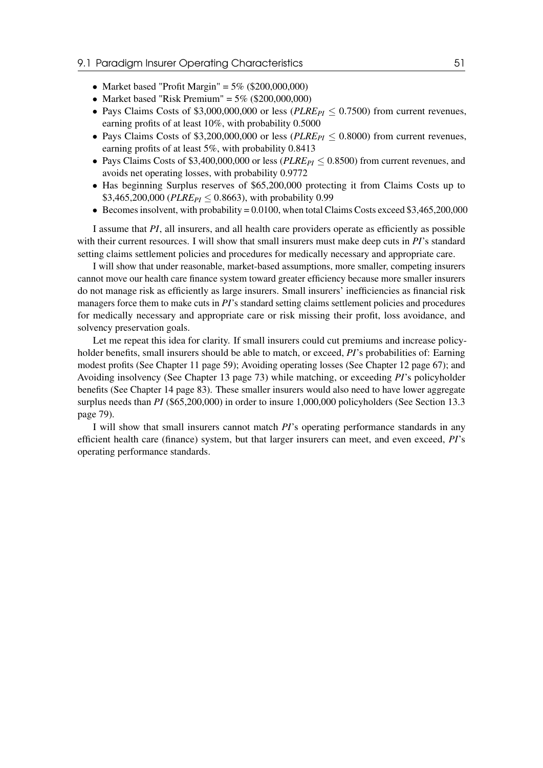- Market based "Profit Margin" = 5% ($200,000,000)
- Market based "Risk Premium" = 5% ($200,000,000)
- Pays Claims Costs of $3,000,000,000 or less ($PLRE_{PI} \leq 0.7500$) from current revenues, earning profits of at least 10%, with probability 0.5000
- Pays Claims Costs of $3,200,000,000 or less ($PLRE_{PI} \leq 0.8000$) from current revenues, earning profits of at least 5%, with probability 0.8413
- Pays Claims Costs of $3,400,000,000 or less ($PLRE_{PI} \leq 0.8500$) from current revenues, and avoids net operating losses, with probability 0.9772
- Has beginning Surplus reserves of $65,200,000 protecting it from Claims Costs up to $3,465,200,000 ($PLRE_{PI} \leq 0.8663$), with probability 0.99
- Becomes insolvent, with probability = 0.0100, when total Claims Costs exceed $3,465,200,000

I assume that *PI*, all insurers, and all health care providers operate as efficiently as possible with their current resources. I will show that small insurers must make deep cuts in *PI*'s standard setting claims settlement policies and procedures for medically necessary and appropriate care.

I will show that under reasonable, market-based assumptions, more smaller, competing insurers cannot move our health care finance system toward greater efficiency because more smaller insurers do not manage risk as efficiently as large insurers. Small insurers' inefficiencies as financial risk managers force them to make cuts in *PI*'s standard setting claims settlement policies and procedures for medically necessary and appropriate care or risk missing their profit, loss avoidance, and solvency preservation goals.

Let me repeat this idea for clarity. If small insurers could cut premiums and increase policyholder benefits, small insurers should be able to match, or exceed, *PI*'s probabilities of: Earning modest profits (See Chapter 11 page 59); Avoiding operating losses (See Chapter 12 page 67); and Avoiding insolvency (See Chapter 13 page 73) while matching, or exceeding *PI*'s policyholder benefits (See Chapter 14 page 83). These smaller insurers would also need to have lower aggregate surplus needs than *PI* ($65,200,000) in order to insure 1,000,000 policyholders (See Section 13.3 page 79).

I will show that small insurers cannot match *PI*'s operating performance standards in any efficient health care (finance) system, but that larger insurers can meet, and even exceed, *PI*'s operating performance standards.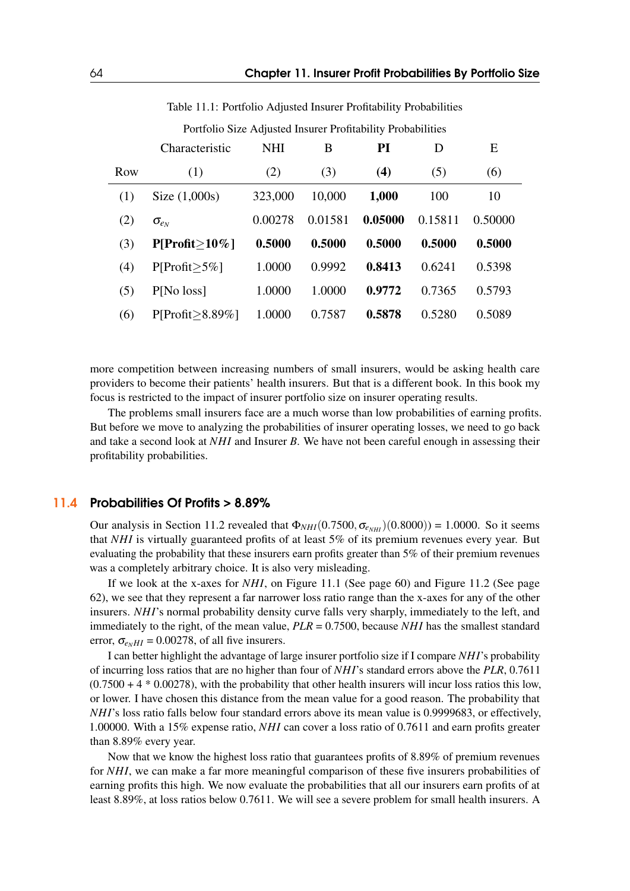Table 11.1: Portfolio Adjusted Insurer Profitability Probabilities

| | Portfolio Size Adjusted Insurer Profitability Probabilities | | | | | |
|---|---|---|---|---|---|---|
| | Characteristic | NHI | B | **PI** | D | E |
| Row | (1) | (2) | (3) | **(4)** | (5) | (6) |
| (1) | Size (1,000s) | 323,000 | 10,000 | **1,000** | 100 | 10 |
| (2) | $\sigma_{e_N}$ | 0.00278 | 0.01581 | **0.05000** | 0.15811 | 0.50000 |
| (3) | **P[Profit≥10%]** | **0.5000** | **0.5000** | **0.5000** | **0.5000** | **0.5000** |
| (4) | P[Profit≥5%] | 1.0000 | 0.9992 | **0.8413** | 0.6241 | 0.5398 |
| (5) | P[No loss] | 1.0000 | 1.0000 | **0.9772** | 0.7365 | 0.5793 |
| (6) | P[Profit≥8.89%] | 1.0000 | 0.7587 | **0.5878** | 0.5280 | 0.5089 |

more competition between increasing numbers of small insurers, would be asking health care providers to become their patients' health insurers. But that is a different book. In this book my focus is restricted to the impact of insurer portfolio size on insurer operating results.

The problems small insurers face are a much worse than low probabilities of earning profits. But before we move to analyzing the probabilities of insurer operating losses, we need to go back and take a second look at *NHI* and Insurer *B*. We have not been careful enough in assessing their profitability probabilities.

## 11.4 Probabilities Of Profits > 8.89%

Our analysis in Section 11.2 revealed that $\Phi_{NHI}(0.7500, \sigma_{e_{NHI}})(0.8000)) = 1.0000$. So it seems that *NHI* is virtually guaranteed profits of at least 5% of its premium revenues every year. But evaluating the probability that these insurers earn profits greater than 5% of their premium revenues was a completely arbitrary choice. It is also very misleading.

If we look at the x-axes for *NHI*, on Figure 11.1 (See page 60) and Figure 11.2 (See page 62), we see that they represent a far narrower loss ratio range than the x-axes for any of the other insurers. *NHI*'s normal probability density curve falls very sharply, immediately to the left, and immediately to the right, of the mean value, $PLR = 0.7500$, because *NHI* has the smallest standard error, $\sigma_{e_NHI} = 0.00278$, of all five insurers.

I can better highlight the advantage of large insurer portfolio size if I compare *NHI*'s probability of incurring loss ratios that are no higher than four of *NHI*'s standard errors above the *PLR*, 0.7611 (0.7500 + 4 * 0.00278), with the probability that other health insurers will incur loss ratios this low, or lower. I have chosen this distance from the mean value for a good reason. The probability that *NHI*'s loss ratio falls below four standard errors above its mean value is 0.9999683, or effectively, 1.00000. With a 15% expense ratio, *NHI* can cover a loss ratio of 0.7611 and earn profits greater than 8.89% every year.

Now that we know the highest loss ratio that guarantees profits of 8.89% of premium revenues for *NHI*, we can make a far more meaningful comparison of these five insurers probabilities of earning profits this high. We now evaluate the probabilities that all our insurers earn profits of at least 8.89%, at loss ratios below 0.7611. We will see a severe problem for small health insurers. A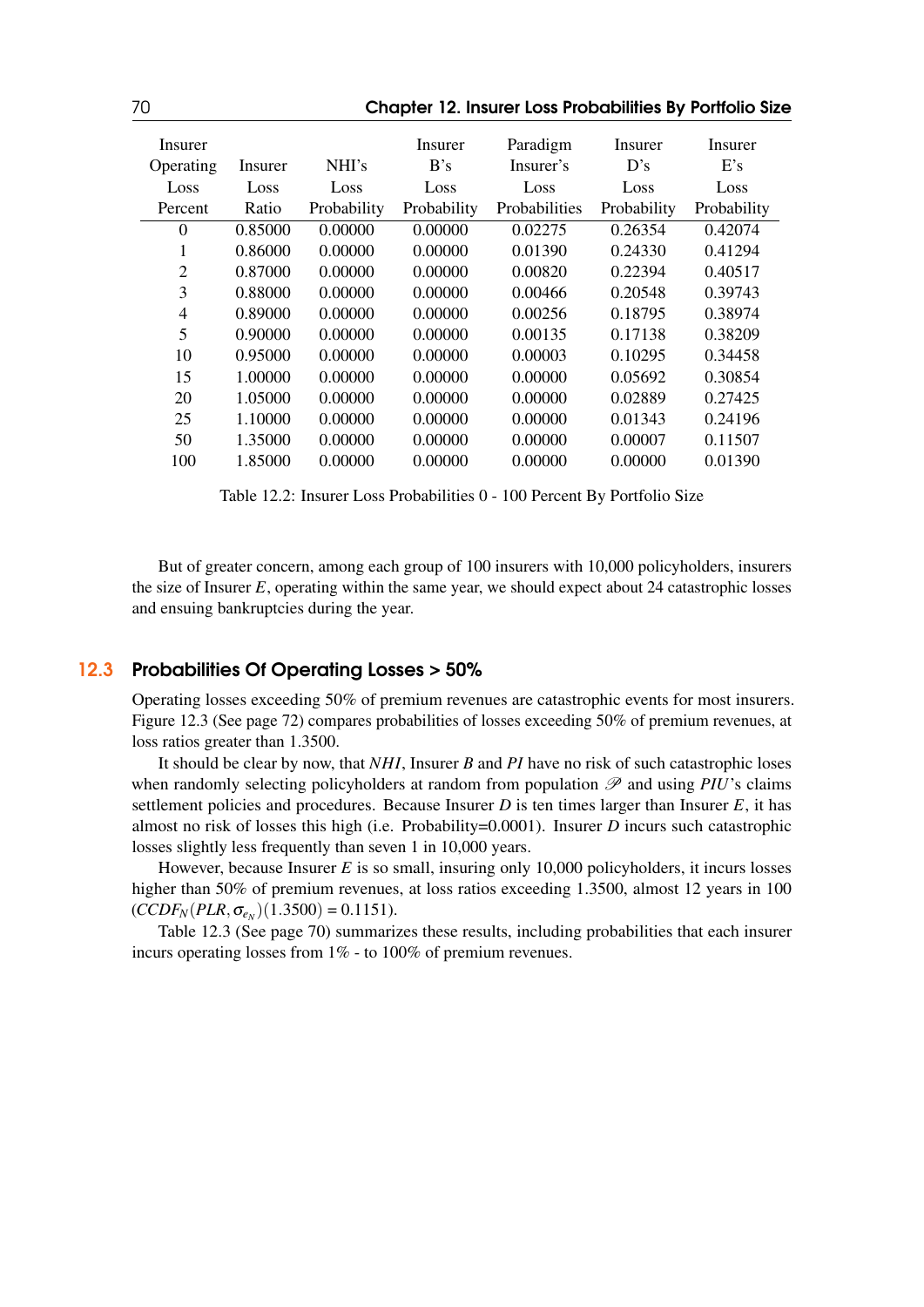| Insurer Operating Loss Percent | Insurer Loss Ratio | NHI's Loss Probability | Insurer B's Loss Probability | Paradigm Insurer's Loss Probabilities | Insurer D's Loss Probability | Insurer E's Loss Probability |
|---|---|---|---|---|---|---|
| 0 | 0.85000 | 0.00000 | 0.00000 | 0.02275 | 0.26354 | 0.42074 |
| 1 | 0.86000 | 0.00000 | 0.00000 | 0.01390 | 0.24330 | 0.41294 |
| 2 | 0.87000 | 0.00000 | 0.00000 | 0.00820 | 0.22394 | 0.40517 |
| 3 | 0.88000 | 0.00000 | 0.00000 | 0.00466 | 0.20548 | 0.39743 |
| 4 | 0.89000 | 0.00000 | 0.00000 | 0.00256 | 0.18795 | 0.38974 |
| 5 | 0.90000 | 0.00000 | 0.00000 | 0.00135 | 0.17138 | 0.38209 |
| 10 | 0.95000 | 0.00000 | 0.00000 | 0.00003 | 0.10295 | 0.34458 |
| 15 | 1.00000 | 0.00000 | 0.00000 | 0.00000 | 0.05692 | 0.30854 |
| 20 | 1.05000 | 0.00000 | 0.00000 | 0.00000 | 0.02889 | 0.27425 |
| 25 | 1.10000 | 0.00000 | 0.00000 | 0.00000 | 0.01343 | 0.24196 |
| 50 | 1.35000 | 0.00000 | 0.00000 | 0.00000 | 0.00007 | 0.11507 |
| 100 | 1.85000 | 0.00000 | 0.00000 | 0.00000 | 0.00000 | 0.01390 |

Table 12.2: Insurer Loss Probabilities 0 - 100 Percent By Portfolio Size

But of greater concern, among each group of 100 insurers with 10,000 policyholders, insurers the size of Insurer *E*, operating within the same year, we should expect about 24 catastrophic losses and ensuing bankruptcies during the year.

## 12.3 Probabilities Of Operating Losses > 50%

Operating losses exceeding 50% of premium revenues are catastrophic events for most insurers. Figure 12.3 (See page 72) compares probabilities of losses exceeding 50% of premium revenues, at loss ratios greater than 1.3500.

It should be clear by now, that *NHI*, Insurer *B* and *PI* have no risk of such catastrophic loses when randomly selecting policyholders at random from population $\mathscr{P}$ and using *PIU*'s claims settlement policies and procedures. Because Insurer *D* is ten times larger than Insurer *E*, it has almost no risk of losses this high (i.e. Probability=0.0001). Insurer *D* incurs such catastrophic losses slightly less frequently than seven 1 in 10,000 years.

However, because Insurer *E* is so small, insuring only 10,000 policyholders, it incurs losses higher than 50% of premium revenues, at loss ratios exceeding 1.3500, almost 12 years in 100 ($CCDF_N(PLR, \sigma_{e_N})(1.3500) = 0.1151$).

Table 12.3 (See page 70) summarizes these results, including probabilities that each insurer incurs operating losses from 1% - to 100% of premium revenues.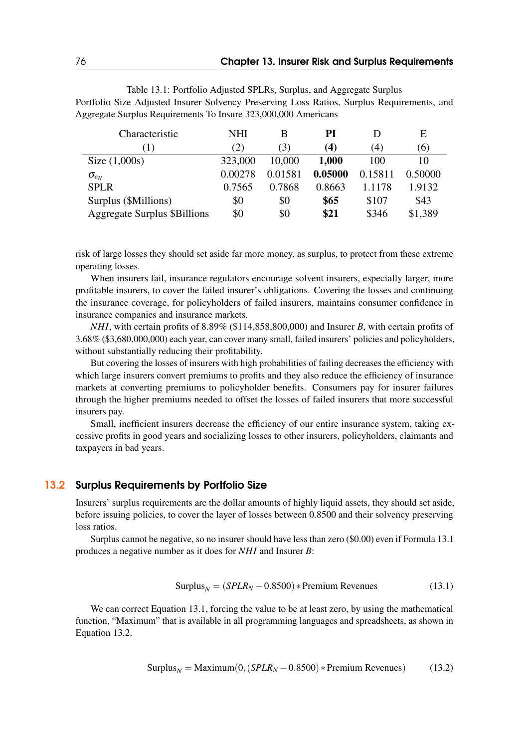Table 13.1: Portfolio Adjusted SPLRs, Surplus, and Aggregate Surplus
Portfolio Size Adjusted Insurer Solvency Preserving Loss Ratios, Surplus Requirements, and Aggregate Surplus Requirements To Insure 323,000,000 Americans

| Characteristic | NHI | B | **PI** | D | E |
|---|---|---|---|---|---|
| (1) | (2) | (3) | **(4)** | (4) | (6) |
| Size (1,000s) | 323,000 | 10,000 | **1,000** | 100 | 10 |
| $\sigma_{e_N}$ | 0.00278 | 0.01581 | **0.05000** | 0.15811 | 0.50000 |
| SPLR | 0.7565 | 0.7868 | 0.8663 | 1.1178 | 1.9132 |
| Surplus ($Millions) | $0 | $0 | **$65** | $107 | $43 |
| Aggregate Surplus $Billions | $0 | $0 | **$21** | $346 | $1,389 |

risk of large losses they should set aside far more money, as surplus, to protect from these extreme operating losses.

When insurers fail, insurance regulators encourage solvent insurers, especially larger, more profitable insurers, to cover the failed insurer's obligations. Covering the losses and continuing the insurance coverage, for policyholders of failed insurers, maintains consumer confidence in insurance companies and insurance markets.

*NHI*, with certain profits of 8.89% ($114,858,800,000) and Insurer *B*, with certain profits of 3.68% ($3,680,000,000) each year, can cover many small, failed insurers' policies and policyholders, without substantially reducing their profitability.

But covering the losses of insurers with high probabilities of failing decreases the efficiency with which large insurers convert premiums to profits and they also reduce the efficiency of insurance markets at converting premiums to policyholder benefits. Consumers pay for insurer failures through the higher premiums needed to offset the losses of failed insurers that more successful insurers pay.

Small, inefficient insurers decrease the efficiency of our entire insurance system, taking excessive profits in good years and socializing losses to other insurers, policyholders, claimants and taxpayers in bad years.

## 13.2 Surplus Requirements by Portfolio Size

Insurers' surplus requirements are the dollar amounts of highly liquid assets, they should set aside, before issuing policies, to cover the layer of losses between 0.8500 and their solvency preserving loss ratios.

Surplus cannot be negative, so no insurer should have less than zero ($0.00) even if Formula 13.1 produces a negative number as it does for *NHI* and Insurer *B*:

$$\text{Surplus}_N = (SPLR_N - 0.8500) * \text{Premium Revenues} \tag{13.1}$$

We can correct Equation 13.1, forcing the value to be at least zero, by using the mathematical function, "Maximum" that is available in all programming languages and spreadsheets, as shown in Equation 13.2.

$$\text{Surplus}_N = \text{Maximum}(0, (SPLR_N - 0.8500) * \text{Premium Revenues}) \tag{13.2}$$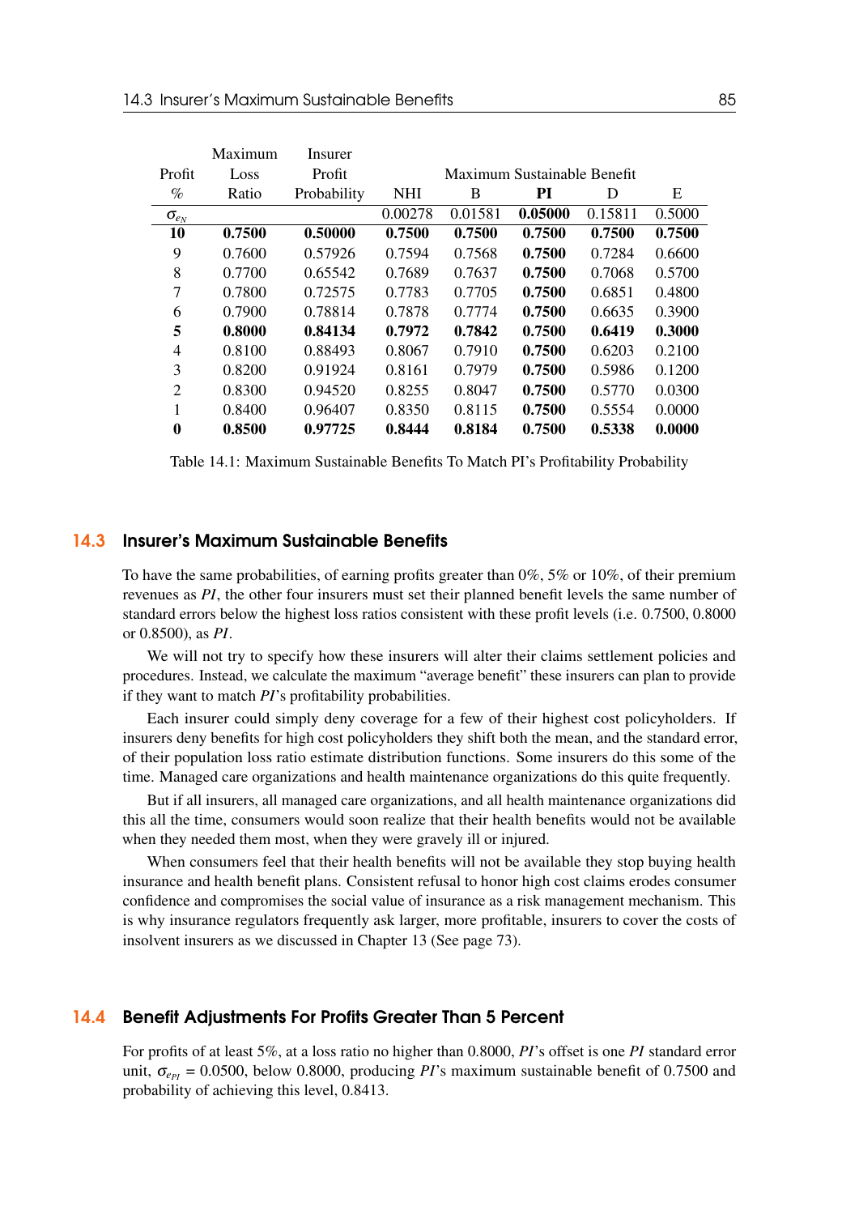| Profit % | Maximum Loss Ratio | Insurer Profit Probability | Maximum Sustainable Benefit NHI | B | **PI** | D | E |
|---|---|---|---|---|---|---|---|
| $\sigma_{e_N}$ | | | 0.00278 | 0.01581 | **0.05000** | 0.15811 | 0.5000 |
| **10** | **0.7500** | **0.50000** | **0.7500** | **0.7500** | **0.7500** | **0.7500** | **0.7500** |
| 9 | 0.7600 | 0.57926 | 0.7594 | 0.7568 | **0.7500** | 0.7284 | 0.6600 |
| 8 | 0.7700 | 0.65542 | 0.7689 | 0.7637 | **0.7500** | 0.7068 | 0.5700 |
| 7 | 0.7800 | 0.72575 | 0.7783 | 0.7705 | **0.7500** | 0.6851 | 0.4800 |
| 6 | 0.7900 | 0.78814 | 0.7878 | 0.7774 | **0.7500** | 0.6635 | 0.3900 |
| **5** | **0.8000** | **0.84134** | **0.7972** | **0.7842** | **0.7500** | **0.6419** | **0.3000** |
| 4 | 0.8100 | 0.88493 | 0.8067 | 0.7910 | **0.7500** | 0.6203 | 0.2100 |
| 3 | 0.8200 | 0.91924 | 0.8161 | 0.7979 | **0.7500** | 0.5986 | 0.1200 |
| 2 | 0.8300 | 0.94520 | 0.8255 | 0.8047 | **0.7500** | 0.5770 | 0.0300 |
| 1 | 0.8400 | 0.96407 | 0.8350 | 0.8115 | **0.7500** | 0.5554 | 0.0000 |
| **0** | **0.8500** | **0.97725** | **0.8444** | **0.8184** | **0.7500** | **0.5338** | **0.0000** |

Table 14.1: Maximum Sustainable Benefits To Match PI's Profitability Probability

## 14.3 Insurer's Maximum Sustainable Benefits

To have the same probabilities, of earning profits greater than 0%, 5% or 10%, of their premium revenues as *PI*, the other four insurers must set their planned benefit levels the same number of standard errors below the highest loss ratios consistent with these profit levels (i.e. 0.7500, 0.8000 or 0.8500), as *PI*.

We will not try to specify how these insurers will alter their claims settlement policies and procedures. Instead, we calculate the maximum "average benefit" these insurers can plan to provide if they want to match *PI*'s profitability probabilities.

Each insurer could simply deny coverage for a few of their highest cost policyholders. If insurers deny benefits for high cost policyholders they shift both the mean, and the standard error, of their population loss ratio estimate distribution functions. Some insurers do this some of the time. Managed care organizations and health maintenance organizations do this quite frequently.

But if all insurers, all managed care organizations, and all health maintenance organizations did this all the time, consumers would soon realize that their health benefits would not be available when they needed them most, when they were gravely ill or injured.

When consumers feel that their health benefits will not be available they stop buying health insurance and health benefit plans. Consistent refusal to honor high cost claims erodes consumer confidence and compromises the social value of insurance as a risk management mechanism. This is why insurance regulators frequently ask larger, more profitable, insurers to cover the costs of insolvent insurers as we discussed in Chapter 13 (See page 73).

## 14.4 Benefit Adjustments For Profits Greater Than 5 Percent

For profits of at least 5%, at a loss ratio no higher than 0.8000, *PI*'s offset is one *PI* standard error unit, $\sigma_{e_{PI}} = 0.0500$, below 0.8000, producing *PI*'s maximum sustainable benefit of 0.7500 and probability of achieving this level, 0.8413.